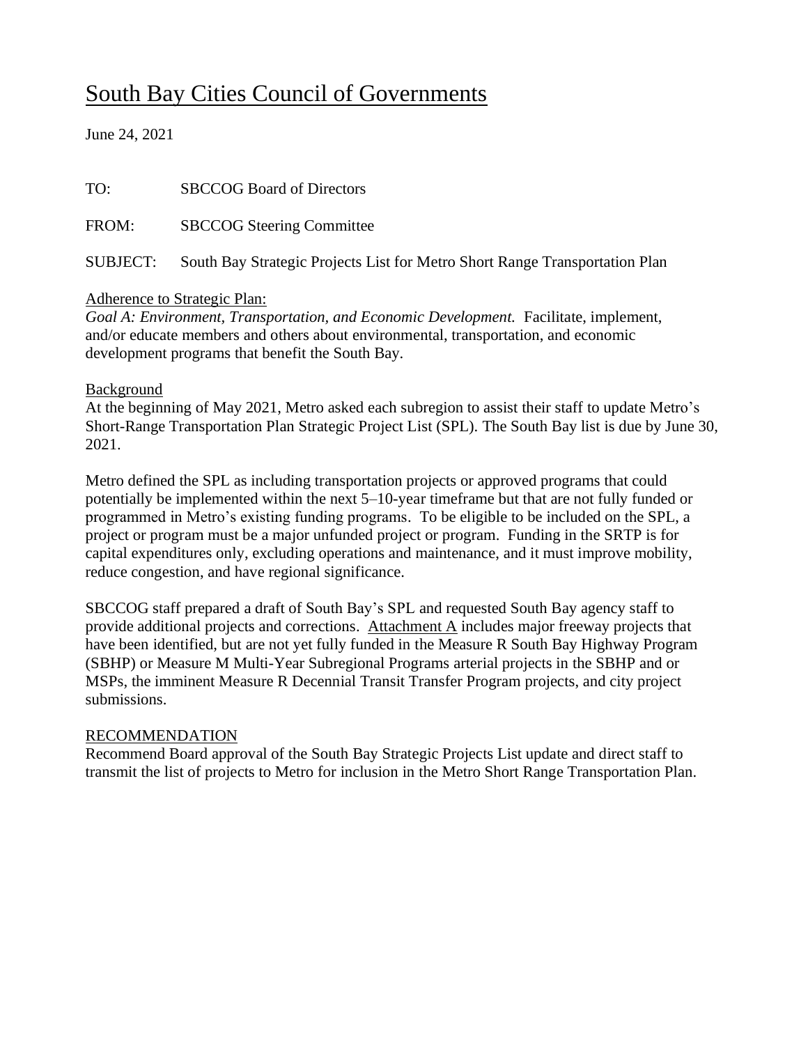# South Bay Cities Council of Governments

June 24, 2021

TO: SBCCOG Board of Directors

FROM: SBCCOG Steering Committee

SUBJECT: South Bay Strategic Projects List for Metro Short Range Transportation Plan

Adherence to Strategic Plan:

*Goal A: Environment, Transportation, and Economic Development.* Facilitate, implement, and/or educate members and others about environmental, transportation, and economic development programs that benefit the South Bay.

Background

At the beginning of May 2021, Metro asked each subregion to assist their staff to update Metro's Short-Range Transportation Plan Strategic Project List (SPL). The South Bay list is due by June 30, 2021.

Metro defined the SPL as including transportation projects or approved programs that could potentially be implemented within the next 5–10-year timeframe but that are not fully funded or programmed in Metro's existing funding programs. To be eligible to be included on the SPL, a project or program must be a major unfunded project or program. Funding in the SRTP is for capital expenditures only, excluding operations and maintenance, and it must improve mobility, reduce congestion, and have regional significance.

SBCCOG staff prepared a draft of South Bay's SPL and requested South Bay agency staff to provide additional projects and corrections. Attachment A includes major freeway projects that have been identified, but are not yet fully funded in the Measure R South Bay Highway Program (SBHP) or Measure M Multi-Year Subregional Programs arterial projects in the SBHP and or MSPs, the imminent Measure R Decennial Transit Transfer Program projects, and city project submissions.

RECOMMENDATION

Recommend Board approval of the South Bay Strategic Projects List update and direct staff to transmit the list of projects to Metro for inclusion in the Metro Short Range Transportation Plan.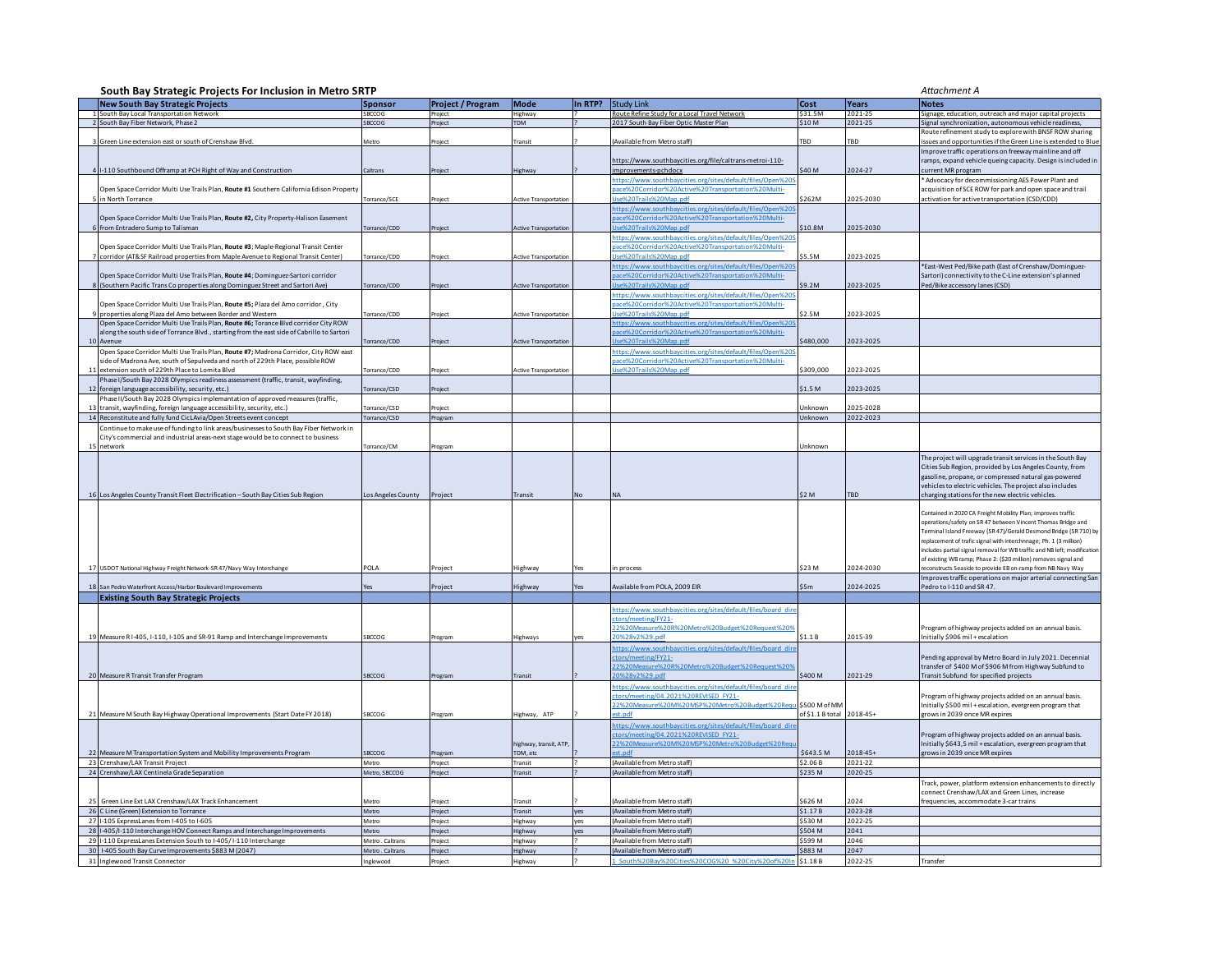## South Bay Strategic Projects For Inclusion in Metro SRTP

*Attachment A*

| | New South Bay Strategic Projects | Sponsor | Project / Program | Mode | In RTP? | Study Link | Cost | Years | Notes |
|---|---|---|---|---|---|---|---|---|---|
| 1 | South Bay Local Transportation Network | SBCCOG | Project | Highway | ? | Route Refine Study for a Local Travel Network | $31.5M | 2021-25 | Signage, education, outreach and major capital projects |
| 2 | South Bay Fiber Network, Phase 2 | SBCCOG | Project | TDM | ? | 2017 South Bay Fiber Optic Master Plan | $10 M | 2021-25 | Signal synchronization, autonomous vehicle readiness, |
| 3 | Green Line extension east or south of Crenshaw Blvd. | Metro | Project | Transit | ? | (Available from Metro staff) | TBD | TBD | Route refinement study to explore with BNSF ROW sharing issues and opportunities if the Green Line is extended to Blue |
| 4 | I-110 Southbound Offramp at PCH Right of Way and Construction | Caltrans | Project | Highway | ? | https://www.southbaycities.org/file/caltrans-metroi-110-improvements-pchdocx | $40 M | 2024-27 | Improve traffic operations on freeway mainline and off ramps, expand vehicle queing capacity. Design is included in current MR program |
| 5 | Open Space Corridor Multi Use Trails Plan, **Route #1** Southern California Edison Property in North Torrance | Torrance/SCE | Project | Active Transportation | | https://www.southbaycities.org/sites/default/files/Open%20Space%20Corridor%20Active%20Transportation%20Multi-Use%20Trails%20Map.pdf | $262M | 2025-2030 | * Advocacy for decommissioning AES Power Plant and acquisition of SCE ROW for park and open space and trail activation for active transportation (CSD/CDD) |
| 6 | Open Space Corridor Multi Use Trails Plan, **Route #2**, City Property-Halison Easement from Entradero Sump to Talisman | Torrance/CDD | Project | Active Transportation | | https://www.southbaycities.org/sites/default/files/Open%20Space%20Corridor%20Active%20Transportation%20Multi-Use%20Trails%20Map.pdf | $10.8M | 2025-2030 | |
| 7 | Open Space Corridor Multi Use Trails Plan, **Route #3**; Maple-Regional Transit Center corridor (AT&SF Railroad properties from Maple Avenue to Regional Transit Center) | Torrance/CDD | Project | Active Transportation | | https://www.southbaycities.org/sites/default/files/Open%20Space%20Corridor%20Active%20Transportation%20Multi-Use%20Trails%20Map.pdf | $5.5M | 2023-2025 | |
| 8 | Open Space Corridor Multi Use Trails Plan, **Route #4**; Dominguez-Sartori corridor (Southern Pacific Trans Co properties along Dominguez Street and Sartori Ave) | Torrance/CDD | Project | Active Transportation | | https://www.southbaycities.org/sites/default/files/Open%20Space%20Corridor%20Active%20Transportation%20Multi-Use%20Trails%20Map.pdf | $9.2M | 2023-2025 | *East-West Ped/Bike path (East of Crenshaw/Dominguez-Sartori) connectivity to the C-Line extension's planned Ped/Bike accessory lanes (CSD) |
| 9 | Open Space Corridor Multi Use Trails Plan, **Route #5**; Plaza del Amo corridor , City properties along Plaza del Amo between Border and Western | Torrance/CDD | Project | Active Transportation | | https://www.southbaycities.org/sites/default/files/Open%20Space%20Corridor%20Active%20Transportation%20Multi-Use%20Trails%20Map.pdf | $2.5M | 2023-2025 | |
| 10 | Open Space Corridor Multi Use Trails Plan, **Route #6**; Torance Blvd corridor City ROW along the south side of Torrance Blvd., starting from the east side of Cabrillo to Sartori Avenue | Torrance/CDD | Project | Active Transportation | | https://www.southbaycities.org/sites/default/files/Open%20Space%20Corridor%20Active%20Transportation%20Multi-Use%20Trails%20Map.pdf | $480,000 | 2023-2025 | |
| 11 | Open Space Corridor Multi Use Trails Plan, **Route #7**; Madrona Corridor, City ROW east side of Madrona Ave, south of Sepulveda and north of 229th Place, possible ROW extension south of 229th Place to Lomita Blvd | Torrance/CDD | Project | Active Transportation | | https://www.southbaycities.org/sites/default/files/Open%20Space%20Corridor%20Active%20Transportation%20Multi-Use%20Trails%20Map.pdf | $309,000 | 2023-2025 | |
| 12 | Phase I/South Bay 2028 Olympics readiness assessment (traffic, transit, wayfinding, foreign language accessibility, security, etc.) | Torrance/CSD | Project | | | | $1.5 M | 2023-2025 | |
| 13 | Phase II/South Bay 2028 Olympics implemantation of approved measures (traffic, transit, wayfinding, foreign language accessibility, security, etc.) | Torrance/CSD | Project | | | | Unknown | 2025-2028 | |
| 14 | Reconstitute and fully fund CicLAvia/Open Streets event concept | Torrance/CSD | Program | | | | Unknown | 2022-2023 | |
| 15 | Continue to make use of funding to link areas/businesses to South Bay Fiber Network in City's commercial and industrial areas-next stage would be to connect to business network | Torrance/CM | Program | | | | Unknown | | |
| 16 | Los Angeles County Transit Fleet Electrification – South Bay Cities Sub Region | Los Angeles County | Project | Transit | No | NA | $2 M | TBD | The project will upgrade transit services in the South Bay Cities Sub Region, provided by Los Angeles County, from gasoline, propane, or compressed natural gas-powered vehicles to electric vehicles. The project also includes charging stations for the new electric vehicles. |
| 17 | USDOT National Highway Freight Network-SR 47/Navy Way Interchange | POLA | Project | Highway | Yes | in process | $23 M | 2024-2030 | Contained in 2020 CA Freight Mobility Plan; improves traffic operations/safety on SR 47 between Vincent Thomas Bridge and Terminal Island Freeway (SR 47)/Gerald Desmond Bridge (SR 710) by replacement of trafic signal with interchnnage; Ph. 1 (3 million) includes partial signal removal for WB traffic and NB left; modification of existing WB ramp; Phase 2: ($20 million) removes signal and reconstructs Seaside to provide EB on-ramp from NB Navy Way |
| 18 | San Pedro Waterfront Access/Harbor Boulevard Improvements | Yes | Project | Highway | Yes | Available from POLA, 2009 EIR | $5m | 2024-2025 | Improves traffic operations on major arterial connecting San Pedro to I-110 and SR 47. |
| | **Existing South Bay Strategic Projects** | | | | | | | | |
| 19 | Measure R I-405, I-110, I-105 and SR-91 Ramp and Interchange Improvements | SBCCOG | Program | Highways | yes | https://www.southbaycities.org/sites/default/files/board_directors/meeting/FY21-22%20Measure%20R%20Metro%20Budget%20Request%20%20%28v2%29.pdf | $1.1 B | 2015-39 | Program of highway projects added on an annual basis. Initially $906 mil + escalation |
| 20 | Measure R Transit Transfer Program | SBCCOG | Program | Transit | ? | https://www.southbaycities.org/sites/default/files/board_directors/meeting/FY21-22%20Measure%20R%20Metro%20Budget%20Request%20%20%28v2%29.pdf | $400 M | 2021-29 | Pending approval by Metro Board in July 2021. Decennial transfer of $400 M of $906 M from Highway Subfund to Transit Subfund for specified projects |
| 21 | Measure M South Bay Highway Operational Improvements (Start Date FY 2018) | SBCCOG | Program | Highway, ATP | ? | https://www.southbaycities.org/sites/default/files/board_directors/meeting/04.2021%20REVISED_FY21-22%20Measure%20M%20MSP%20Metro%20Budget%20Request.pdf | $500 M of MM of $1.1 B total | 2018-45+ | Program of highway projects added on an annual basis. Initially $500 mil + escalation, evergreen program that grows in 2039 once MR expires |
| 22 | Measure M Transportation System and Mobility Improvements Program | SBCCOG | Program | highway, transit, ATP, TDM, etc | ? | https://www.southbaycities.org/sites/default/files/board_directors/meeting/04.2021%20REVISED_FY21-22%20Measure%20M%20MSP%20Metro%20Budget%20Request.pdf | $643.5 M | 2018-45+ | Program of highway projects added on an annual basis. Initially $643.5 mil + escalation, evergreen program that grows in 2039 once MR expires |
| 23 | Crenshaw/LAX Transit Project | Metro | Project | Transit | ? | (Available from Metro staff) | $2.06 B | 2021-22 | |
| 24 | Crenshaw/LAX Centinela Grade Separation | Metro, SBCCOG | Project | Transit | ? | (Available from Metro staff) | $235 M | 2020-25 | |
| 25 | Green Line Ext LAX Crenshaw/LAX Track Enhancement | Metro | Project | Transit | ? | (Available from Metro staff) | $626 M | 2024 | Track, power, platform extension enhancements to directly connect Crenshaw/LAX and Green Lines, increase frequencies, accommodate 3-car trains |
| 26 | C Line (Green) Extension to Torrance | Metro | Project | Transit | yes | (Available from Metro staff) | $1.17 B | 2023-28 | |
| 27 | I-105 ExpressLanes from I-405 to I-605 | Metro | Project | Highway | yes | (Available from Metro staff) | $530 M | 2022-25 | |
| 28 | I-405/I-110 Interchange HOV Connect Ramps and Interchange Improvements | Metro | Project | Highway | yes | (Available from Metro staff) | $504 M | 2041 | |
| 29 | I-110 ExpressLanes Extension South to I-405/I-110 Interchange | Metro . Caltrans | Project | Highway | ? | (Available from Metro staff) | $599 M | 2046 | |
| 30 | I-405 South Bay Curve Improvements $883 M (2047) | Metro . Caltrans | Project | Highway | ? | (Available from Metro staff) | $883 M | 2047 | |
| 31 | Inglewood Transit Connector | Inglewood | Project | Highway | ? | 1_South%20Bay%20Cities%20COG%20_%20City%20of%20In | $1.18 B | 2022-25 | Transfer |